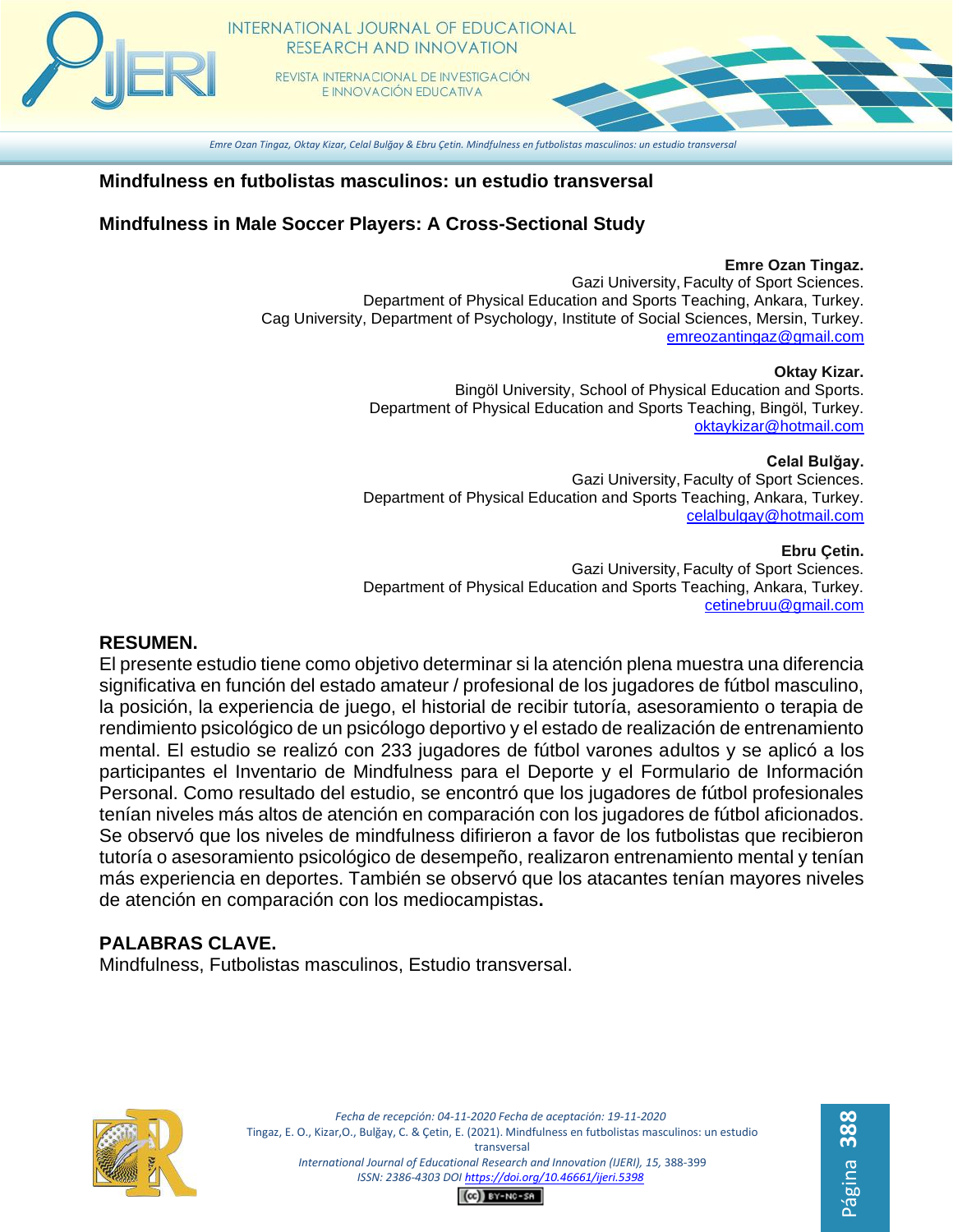# Mindfulness en futbolistas masculinos: un estudio transversal

# Mindfulness in Male Soccer Players: A Cross-Sectional Study

**Emre Ozan Tingaz.**
Gazi University, Faculty of Sport Sciences.
Department of Physical Education and Sports Teaching, Ankara, Turkey.
Cag University, Department of Psychology, Institute of Social Sciences, Mersin, Turkey.
emreozantingaz@gmail.com

**Oktay Kizar.**
Bingöl University, School of Physical Education and Sports.
Department of Physical Education and Sports Teaching, Bingöl, Turkey.
oktaykizar@hotmail.com

**Celal Bulğay.**
Gazi University, Faculty of Sport Sciences.
Department of Physical Education and Sports Teaching, Ankara, Turkey.
celalbulgay@hotmail.com

**Ebru Çetin.**
Gazi University, Faculty of Sport Sciences.
Department of Physical Education and Sports Teaching, Ankara, Turkey.
cetinebruu@gmail.com

## RESUMEN.

El presente estudio tiene como objetivo determinar si la atención plena muestra una diferencia significativa en función del estado amateur / profesional de los jugadores de fútbol masculino, la posición, la experiencia de juego, el historial de recibir tutoría, asesoramiento o terapia de rendimiento psicológico de un psicólogo deportivo y el estado de realización de entrenamiento mental. El estudio se realizó con 233 jugadores de fútbol varones adultos y se aplicó a los participantes el Inventario de Mindfulness para el Deporte y el Formulario de Información Personal. Como resultado del estudio, se encontró que los jugadores de fútbol profesionales tenían niveles más altos de atención en comparación con los jugadores de fútbol aficionados. Se observó que los niveles de mindfulness difirieron a favor de los futbolistas que recibieron tutoría o asesoramiento psicológico de desempeño, realizaron entrenamiento mental y tenían más experiencia en deportes. También se observó que los atacantes tenían mayores niveles de atención en comparación con los mediocampistas**.**

## PALABRAS CLAVE.

Mindfulness, Futbolistas masculinos, Estudio transversal.

*Fecha de recepción: 04-11-2020 Fecha de aceptación: 19-11-2020*
*Tingaz, E. O., Kizar,O., Bulğay, C. & Çetin, E. (2021). Mindfulness en futbolistas masculinos: un estudio transversal*
*International Journal of Educational Research and Innovation (IJERI), 15, 388-399*
*ISSN: 2386-4303 DOI https://doi.org/10.46661/ijeri.5398*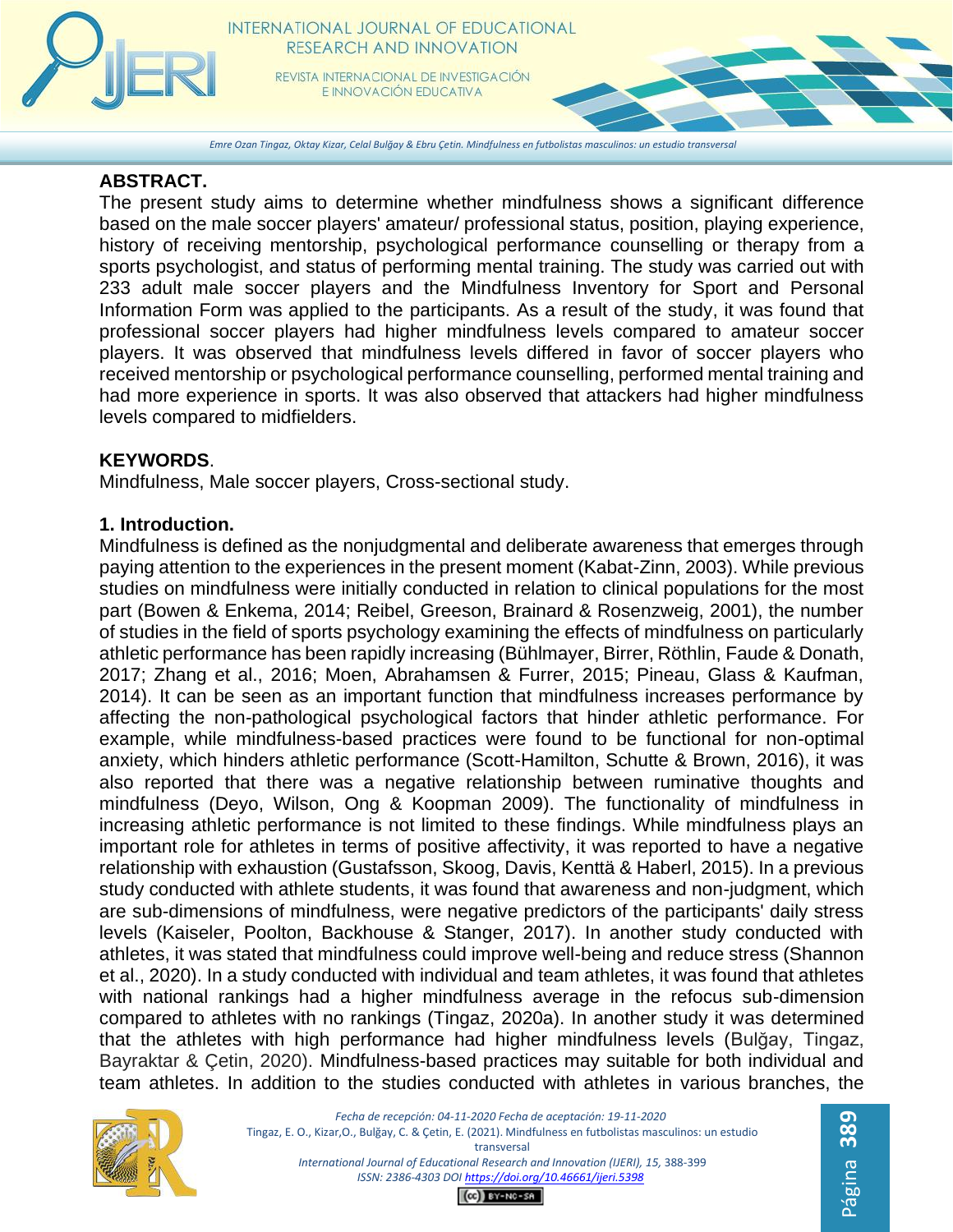## ABSTRACT.

The present study aims to determine whether mindfulness shows a significant difference based on the male soccer players' amateur/ professional status, position, playing experience, history of receiving mentorship, psychological performance counselling or therapy from a sports psychologist, and status of performing mental training. The study was carried out with 233 adult male soccer players and the Mindfulness Inventory for Sport and Personal Information Form was applied to the participants. As a result of the study, it was found that professional soccer players had higher mindfulness levels compared to amateur soccer players. It was observed that mindfulness levels differed in favor of soccer players who received mentorship or psychological performance counselling, performed mental training and had more experience in sports. It was also observed that attackers had higher mindfulness levels compared to midfielders.

## KEYWORDS.

Mindfulness, Male soccer players, Cross-sectional study.

## 1. Introduction.

Mindfulness is defined as the nonjudgmental and deliberate awareness that emerges through paying attention to the experiences in the present moment (Kabat-Zinn, 2003). While previous studies on mindfulness were initially conducted in relation to clinical populations for the most part (Bowen & Enkema, 2014; Reibel, Greeson, Brainard & Rosenzweig, 2001), the number of studies in the field of sports psychology examining the effects of mindfulness on particularly athletic performance has been rapidly increasing (Bühlmayer, Birrer, Röthlin, Faude & Donath, 2017; Zhang et al., 2016; Moen, Abrahamsen & Furrer, 2015; Pineau, Glass & Kaufman, 2014). It can be seen as an important function that mindfulness increases performance by affecting the non-pathological psychological factors that hinder athletic performance. For example, while mindfulness-based practices were found to be functional for non-optimal anxiety, which hinders athletic performance (Scott-Hamilton, Schutte & Brown, 2016), it was also reported that there was a negative relationship between ruminative thoughts and mindfulness (Deyo, Wilson, Ong & Koopman 2009). The functionality of mindfulness in increasing athletic performance is not limited to these findings. While mindfulness plays an important role for athletes in terms of positive affectivity, it was reported to have a negative relationship with exhaustion (Gustafsson, Skoog, Davis, Kenttä & Haberl, 2015). In a previous study conducted with athlete students, it was found that awareness and non-judgment, which are sub-dimensions of mindfulness, were negative predictors of the participants' daily stress levels (Kaiseler, Poolton, Backhouse & Stanger, 2017). In another study conducted with athletes, it was stated that mindfulness could improve well-being and reduce stress (Shannon et al., 2020). In a study conducted with individual and team athletes, it was found that athletes with national rankings had a higher mindfulness average in the refocus sub-dimension compared to athletes with no rankings (Tingaz, 2020a). In another study it was determined that the athletes with high performance had higher mindfulness levels (Bulğay, Tingaz, Bayraktar & Çetin, 2020). Mindfulness-based practices may suitable for both individual and team athletes. In addition to the studies conducted with athletes in various branches, the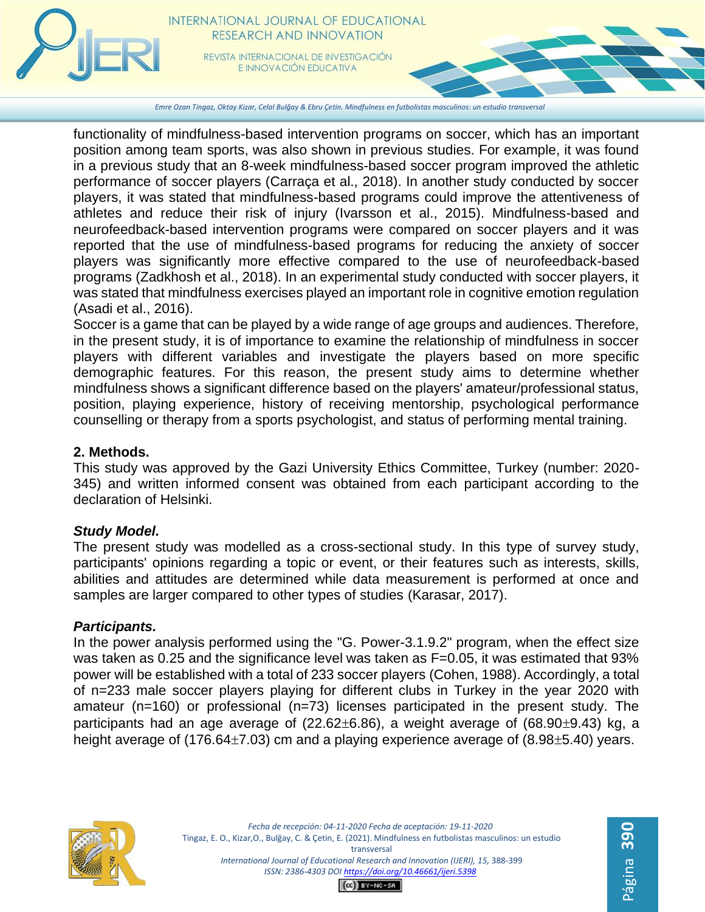functionality of mindfulness-based intervention programs on soccer, which has an important position among team sports, was also shown in previous studies. For example, it was found in a previous study that an 8-week mindfulness-based soccer program improved the athletic performance of soccer players (Carraça et al., 2018). In another study conducted by soccer players, it was stated that mindfulness-based programs could improve the attentiveness of athletes and reduce their risk of injury (Ivarsson et al., 2015). Mindfulness-based and neurofeedback-based intervention programs were compared on soccer players and it was reported that the use of mindfulness-based programs for reducing the anxiety of soccer players was significantly more effective compared to the use of neurofeedback-based programs (Zadkhosh et al., 2018). In an experimental study conducted with soccer players, it was stated that mindfulness exercises played an important role in cognitive emotion regulation (Asadi et al., 2016).

Soccer is a game that can be played by a wide range of age groups and audiences. Therefore, in the present study, it is of importance to examine the relationship of mindfulness in soccer players with different variables and investigate the players based on more specific demographic features. For this reason, the present study aims to determine whether mindfulness shows a significant difference based on the players' amateur/professional status, position, playing experience, history of receiving mentorship, psychological performance counselling or therapy from a sports psychologist, and status of performing mental training.

## 2. Methods.

This study was approved by the Gazi University Ethics Committee, Turkey (number: 2020-345) and written informed consent was obtained from each participant according to the declaration of Helsinki.

### *Study Model.*

The present study was modelled as a cross-sectional study. In this type of survey study, participants' opinions regarding a topic or event, or their features such as interests, skills, abilities and attitudes are determined while data measurement is performed at once and samples are larger compared to other types of studies (Karasar, 2017).

### *Participants.*

In the power analysis performed using the "G. Power-3.1.9.2" program, when the effect size was taken as 0.25 and the significance level was taken as F=0.05, it was estimated that 93% power will be established with a total of 233 soccer players (Cohen, 1988). Accordingly, a total of n=233 male soccer players playing for different clubs in Turkey in the year 2020 with amateur (n=160) or professional (n=73) licenses participated in the present study. The participants had an age average of (22.62±6.86), a weight average of (68.90±9.43) kg, a height average of (176.64±7.03) cm and a playing experience average of (8.98±5.40) years.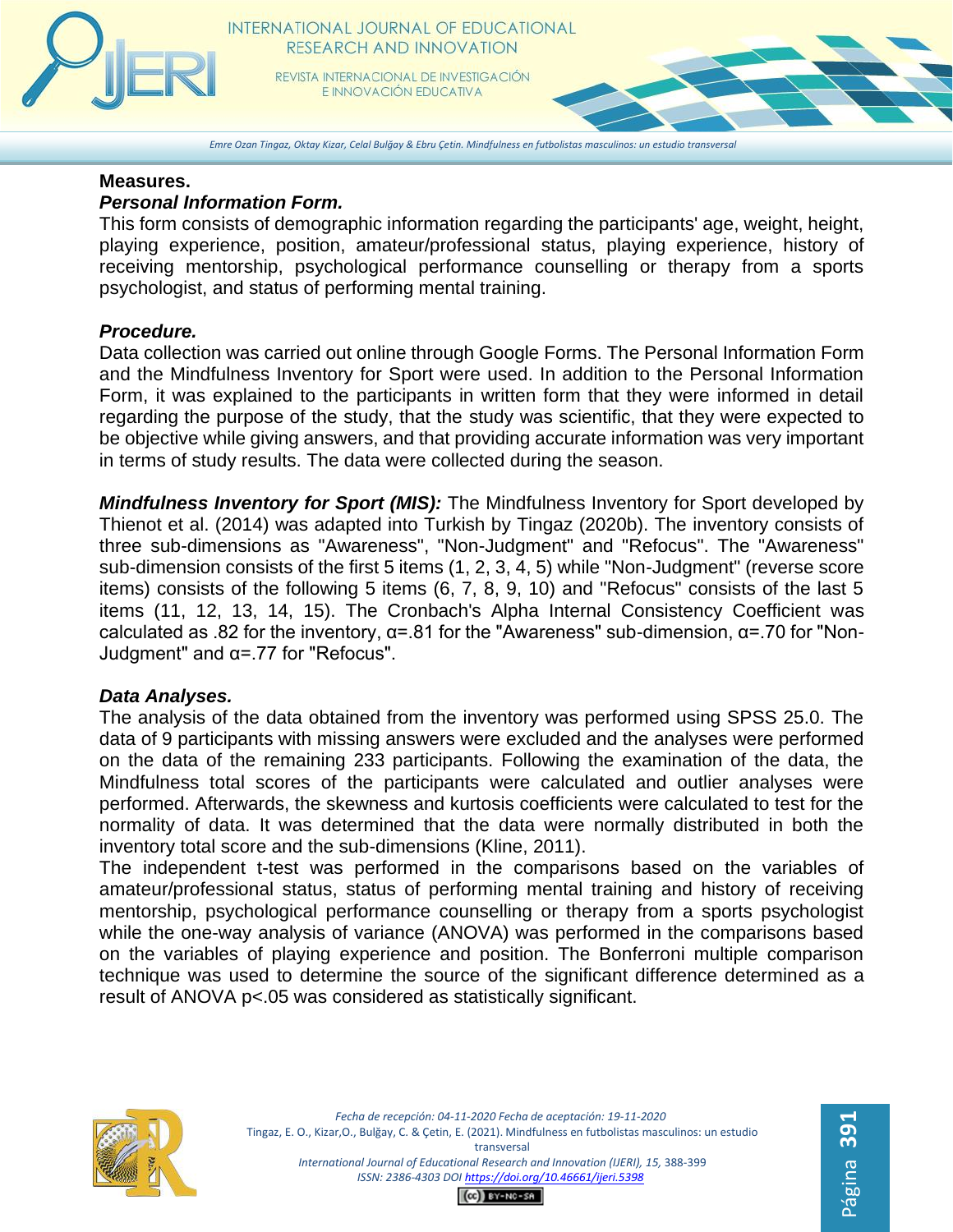**Measures.**

***Personal Information Form.***

This form consists of demographic information regarding the participants' age, weight, height, playing experience, position, amateur/professional status, playing experience, history of receiving mentorship, psychological performance counselling or therapy from a sports psychologist, and status of performing mental training.

***Procedure.***

Data collection was carried out online through Google Forms. The Personal Information Form and the Mindfulness Inventory for Sport were used. In addition to the Personal Information Form, it was explained to the participants in written form that they were informed in detail regarding the purpose of the study, that the study was scientific, that they were expected to be objective while giving answers, and that providing accurate information was very important in terms of study results. The data were collected during the season.

***Mindfulness Inventory for Sport (MIS):*** The Mindfulness Inventory for Sport developed by Thienot et al. (2014) was adapted into Turkish by Tingaz (2020b). The inventory consists of three sub-dimensions as "Awareness", "Non-Judgment" and "Refocus". The "Awareness" sub-dimension consists of the first 5 items (1, 2, 3, 4, 5) while "Non-Judgment" (reverse score items) consists of the following 5 items (6, 7, 8, 9, 10) and "Refocus" consists of the last 5 items (11, 12, 13, 14, 15). The Cronbach's Alpha Internal Consistency Coefficient was calculated as .82 for the inventory, $\alpha$=.81 for the "Awareness" sub-dimension, $\alpha$=.70 for "Non-Judgment" and $\alpha$=.77 for "Refocus".

***Data Analyses.***

The analysis of the data obtained from the inventory was performed using SPSS 25.0. The data of 9 participants with missing answers were excluded and the analyses were performed on the data of the remaining 233 participants. Following the examination of the data, the Mindfulness total scores of the participants were calculated and outlier analyses were performed. Afterwards, the skewness and kurtosis coefficients were calculated to test for the normality of data. It was determined that the data were normally distributed in both the inventory total score and the sub-dimensions (Kline, 2011).

The independent t-test was performed in the comparisons based on the variables of amateur/professional status, status of performing mental training and history of receiving mentorship, psychological performance counselling or therapy from a sports psychologist while the one-way analysis of variance (ANOVA) was performed in the comparisons based on the variables of playing experience and position. The Bonferroni multiple comparison technique was used to determine the source of the significant difference determined as a result of ANOVA $p<.05$ was considered as statistically significant.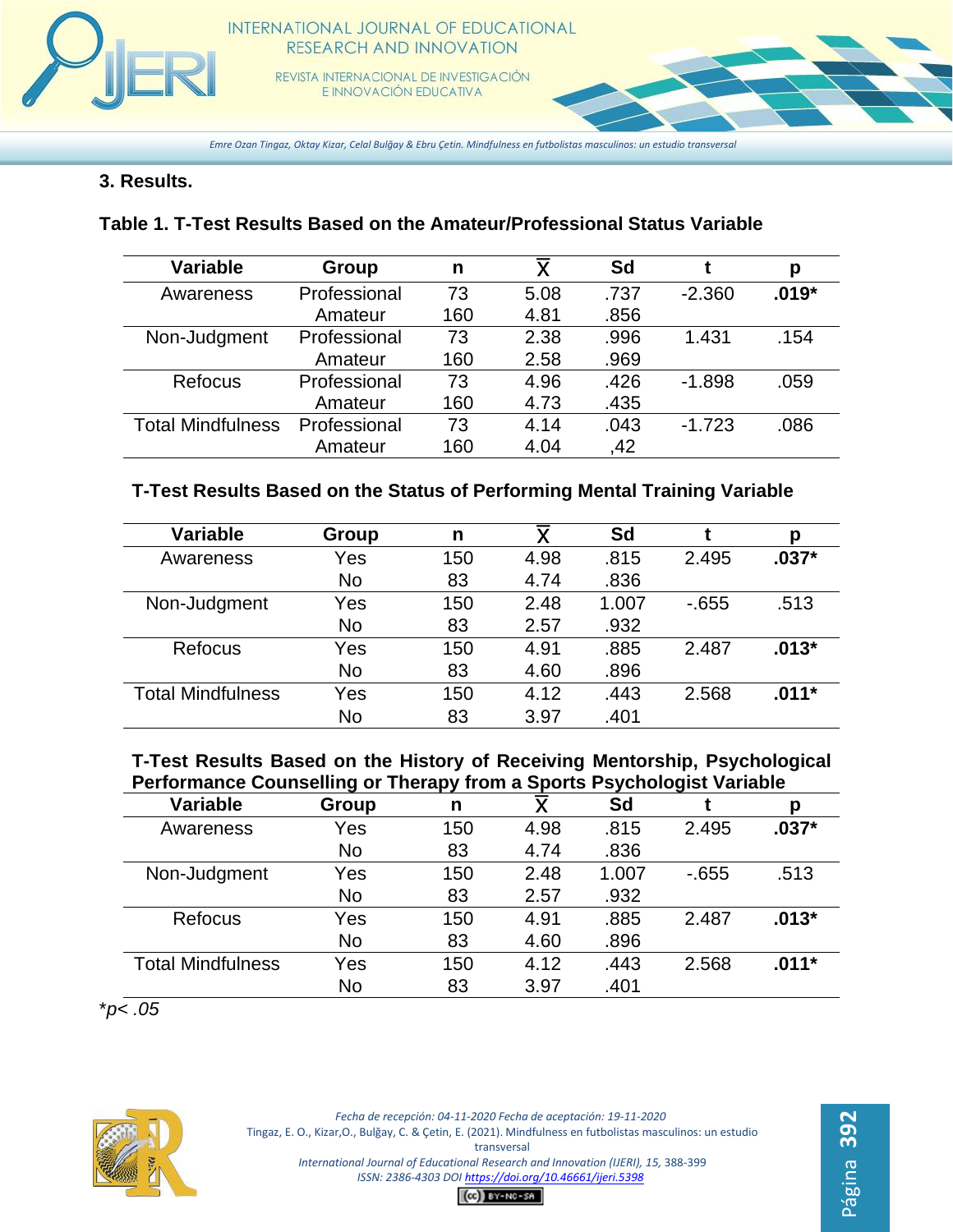## 3. Results.

**Table 1. T-Test Results Based on the Amateur/Professional Status Variable**

| Variable | Group | n | X̄ | Sd | t | p |
|---|---|---|---|---|---|---|
| Awareness | Professional | 73 | 5.08 | .737 | -2.360 | **.019*** |
| | Amateur | 160 | 4.81 | .856 | | |
| Non-Judgment | Professional | 73 | 2.38 | .996 | 1.431 | .154 |
| | Amateur | 160 | 2.58 | .969 | | |
| Refocus | Professional | 73 | 4.96 | .426 | -1.898 | .059 |
| | Amateur | 160 | 4.73 | .435 | | |
| Total Mindfulness | Professional | 73 | 4.14 | .043 | -1.723 | .086 |
| | Amateur | 160 | 4.04 | ,42 | | |

**T-Test Results Based on the Status of Performing Mental Training Variable**

| Variable | Group | n | X̄ | Sd | t | p |
|---|---|---|---|---|---|---|
| Awareness | Yes | 150 | 4.98 | .815 | 2.495 | **.037*** |
| | No | 83 | 4.74 | .836 | | |
| Non-Judgment | Yes | 150 | 2.48 | 1.007 | -.655 | .513 |
| | No | 83 | 2.57 | .932 | | |
| Refocus | Yes | 150 | 4.91 | .885 | 2.487 | **.013*** |
| | No | 83 | 4.60 | .896 | | |
| Total Mindfulness | Yes | 150 | 4.12 | .443 | 2.568 | **.011*** |
| | No | 83 | 3.97 | .401 | | |

**T-Test Results Based on the History of Receiving Mentorship, Psychological Performance Counselling or Therapy from a Sports Psychologist Variable**

| Variable | Group | n | X̄ | Sd | t | p |
|---|---|---|---|---|---|---|
| Awareness | Yes | 150 | 4.98 | .815 | 2.495 | **.037*** |
| | No | 83 | 4.74 | .836 | | |
| Non-Judgment | Yes | 150 | 2.48 | 1.007 | -.655 | .513 |
| | No | 83 | 2.57 | .932 | | |
| Refocus | Yes | 150 | 4.91 | .885 | 2.487 | **.013*** |
| | No | 83 | 4.60 | .896 | | |
| Total Mindfulness | Yes | 150 | 4.12 | .443 | 2.568 | **.011*** |
| | No | 83 | 3.97 | .401 | | |

*$p < .05$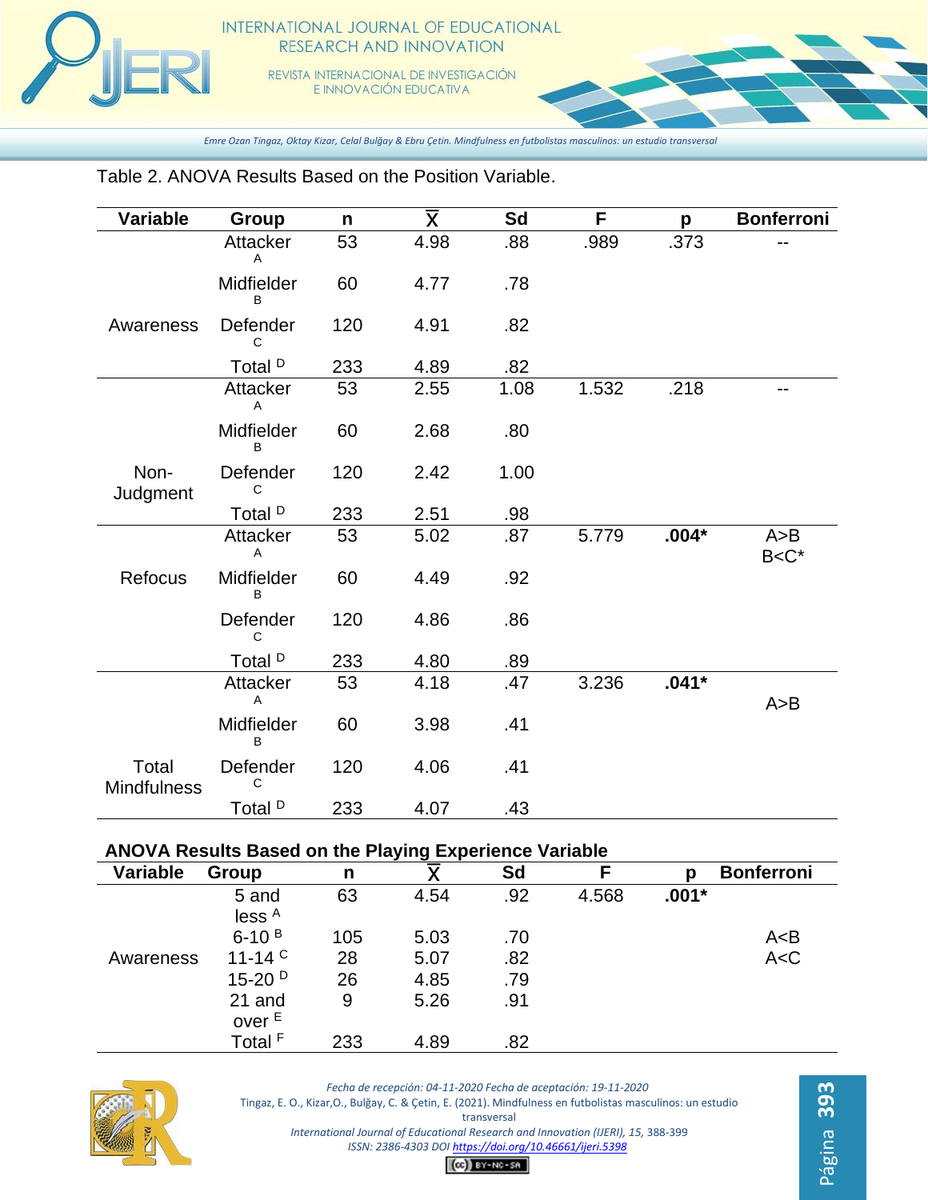Table 2. ANOVA Results Based on the Position Variable.

| Variable | Group | n | $\bar{X}$ | Sd | F | p | Bonferroni |
|---|---|---|---|---|---|---|---|
| Awareness | Attacker A | 53 | 4.98 | .88 | .989 | .373 | -- |
| | Midfielder B | 60 | 4.77 | .78 | | | |
| | Defender C | 120 | 4.91 | .82 | | | |
| | Total D | 233 | 4.89 | .82 | | | |
| Non-Judgment | Attacker A | 53 | 2.55 | 1.08 | 1.532 | .218 | -- |
| | Midfielder B | 60 | 2.68 | .80 | | | |
| | Defender C | 120 | 2.42 | 1.00 | | | |
| | Total D | 233 | 2.51 | .98 | | | |
| Refocus | Attacker A | 53 | 5.02 | .87 | 5.779 | **.004*** | A>B B<C* |
| | Midfielder B | 60 | 4.49 | .92 | | | |
| | Defender C | 120 | 4.86 | .86 | | | |
| | Total D | 233 | 4.80 | .89 | | | |
| Total Mindfulness | Attacker A | 53 | 4.18 | .47 | 3.236 | **.041*** | A>B |
| | Midfielder B | 60 | 3.98 | .41 | | | |
| | Defender C | 120 | 4.06 | .41 | | | |
| | Total D | 233 | 4.07 | .43 | | | |

**ANOVA Results Based on the Playing Experience Variable**

| Variable | Group | n | $\bar{X}$ | Sd | F | p | Bonferroni |
|---|---|---|---|---|---|---|---|
| Awareness | 5 and less A | 63 | 4.54 | .92 | 4.568 | **.001*** | |
| | 6-10 B | 105 | 5.03 | .70 | | | A<B |
| | 11-14 C | 28 | 5.07 | .82 | | | A<C |
| | 15-20 D | 26 | 4.85 | .79 | | | |
| | 21 and over E | 9 | 5.26 | .91 | | | |
| | Total F | 233 | 4.89 | .82 | | | |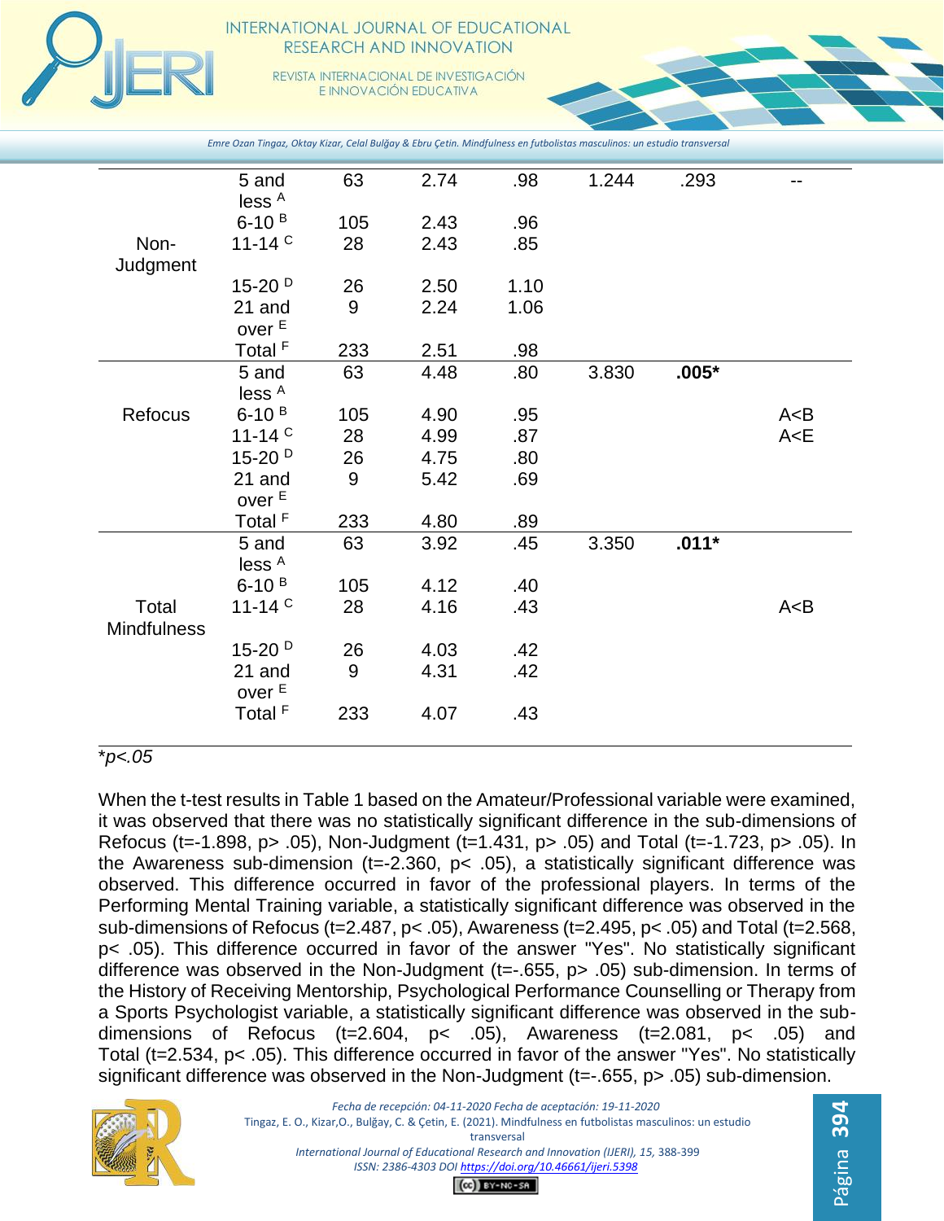| | 5 and less [A] | 63 | 2.74 | .98 | 1.244 | .293 | -- |
|---|---|---|---|---|---|---|---|
| Non-Judgment | 6-10 [B] | 105 | 2.43 | .96 | | | |
| | 11-14 [C] | 28 | 2.43 | .85 | | | |
| | 15-20 [D] | 26 | 2.50 | 1.10 | | | |
| | 21 and over [E] | 9 | 2.24 | 1.06 | | | |
| | Total [F] | 233 | 2.51 | .98 | | | |
| Refocus | 5 and less [A] | 63 | 4.48 | .80 | 3.830 | **.005*** | |
| | 6-10 [B] | 105 | 4.90 | .95 | | | A<B |
| | 11-14 [C] | 28 | 4.99 | .87 | | | A<E |
| | 15-20 [D] | 26 | 4.75 | .80 | | | |
| | 21 and over [E] | 9 | 5.42 | .69 | | | |
| | Total [F] | 233 | 4.80 | .89 | | | |
| Total Mindfulness | 5 and less [A] | 63 | 3.92 | .45 | 3.350 | **.011*** | |
| | 6-10 [B] | 105 | 4.12 | .40 | | | |
| | 11-14 [C] | 28 | 4.16 | .43 | | | A<B |
| | 15-20 [D] | 26 | 4.03 | .42 | | | |
| | 21 and over [E] | 9 | 4.31 | .42 | | | |
| | Total [F] | 233 | 4.07 | .43 | | | |

*$p<.05$*

When the t-test results in Table 1 based on the Amateur/Professional variable were examined, it was observed that there was no statistically significant difference in the sub-dimensions of Refocus (t=-1.898, p> .05), Non-Judgment (t=1.431, p> .05) and Total (t=-1.723, p> .05). In the Awareness sub-dimension (t=-2.360, p< .05), a statistically significant difference was observed. This difference occurred in favor of the professional players. In terms of the Performing Mental Training variable, a statistically significant difference was observed in the sub-dimensions of Refocus (t=2.487, p< .05), Awareness (t=2.495, p< .05) and Total (t=2.568, p< .05). This difference occurred in favor of the answer "Yes". No statistically significant difference was observed in the Non-Judgment (t=-.655, p> .05) sub-dimension. In terms of the History of Receiving Mentorship, Psychological Performance Counselling or Therapy from a Sports Psychologist variable, a statistically significant difference was observed in the sub-dimensions of Refocus (t=2.604, p< .05), Awareness (t=2.081, p< .05) and Total (t=2.534, p< .05). This difference occurred in favor of the answer "Yes". No statistically significant difference was observed in the Non-Judgment (t=-.655, p> .05) sub-dimension.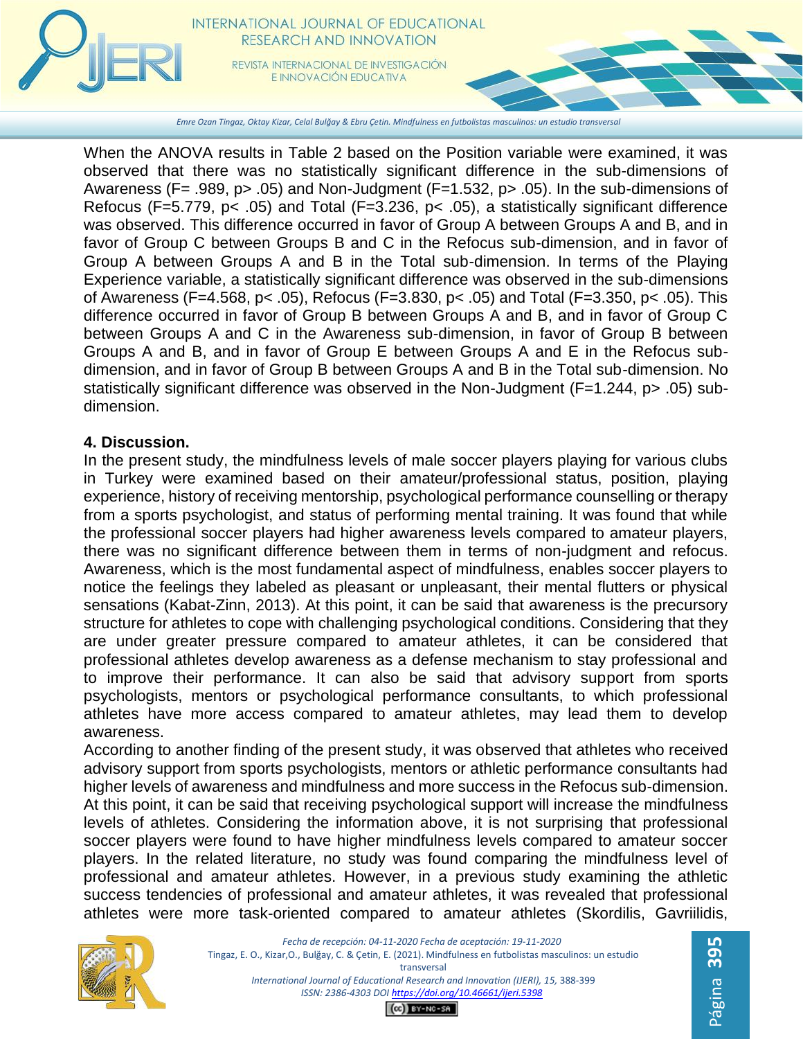When the ANOVA results in Table 2 based on the Position variable were examined, it was observed that there was no statistically significant difference in the sub-dimensions of Awareness (F= .989, p> .05) and Non-Judgment (F=1.532, p> .05). In the sub-dimensions of Refocus (F=5.779, p< .05) and Total (F=3.236, p< .05), a statistically significant difference was observed. This difference occurred in favor of Group A between Groups A and B, and in favor of Group C between Groups B and C in the Refocus sub-dimension, and in favor of Group A between Groups A and B in the Total sub-dimension. In terms of the Playing Experience variable, a statistically significant difference was observed in the sub-dimensions of Awareness (F=4.568, p< .05), Refocus (F=3.830, p< .05) and Total (F=3.350, p< .05). This difference occurred in favor of Group B between Groups A and B, and in favor of Group C between Groups A and C in the Awareness sub-dimension, in favor of Group B between Groups A and B, and in favor of Group E between Groups A and E in the Refocus sub-dimension, and in favor of Group B between Groups A and B in the Total sub-dimension. No statistically significant difference was observed in the Non-Judgment (F=1.244, p> .05) sub-dimension.

## 4. Discussion.

In the present study, the mindfulness levels of male soccer players playing for various clubs in Turkey were examined based on their amateur/professional status, position, playing experience, history of receiving mentorship, psychological performance counselling or therapy from a sports psychologist, and status of performing mental training. It was found that while the professional soccer players had higher awareness levels compared to amateur players, there was no significant difference between them in terms of non-judgment and refocus. Awareness, which is the most fundamental aspect of mindfulness, enables soccer players to notice the feelings they labeled as pleasant or unpleasant, their mental flutters or physical sensations (Kabat-Zinn, 2013). At this point, it can be said that awareness is the precursory structure for athletes to cope with challenging psychological conditions. Considering that they are under greater pressure compared to amateur athletes, it can be considered that professional athletes develop awareness as a defense mechanism to stay professional and to improve their performance. It can also be said that advisory support from sports psychologists, mentors or psychological performance consultants, to which professional athletes have more access compared to amateur athletes, may lead them to develop awareness.

According to another finding of the present study, it was observed that athletes who received advisory support from sports psychologists, mentors or athletic performance consultants had higher levels of awareness and mindfulness and more success in the Refocus sub-dimension. At this point, it can be said that receiving psychological support will increase the mindfulness levels of athletes. Considering the information above, it is not surprising that professional soccer players were found to have higher mindfulness levels compared to amateur soccer players. In the related literature, no study was found comparing the mindfulness level of professional and amateur athletes. However, in a previous study examining the athletic success tendencies of professional and amateur athletes, it was revealed that professional athletes were more task-oriented compared to amateur athletes (Skordilis, Gavriilidis,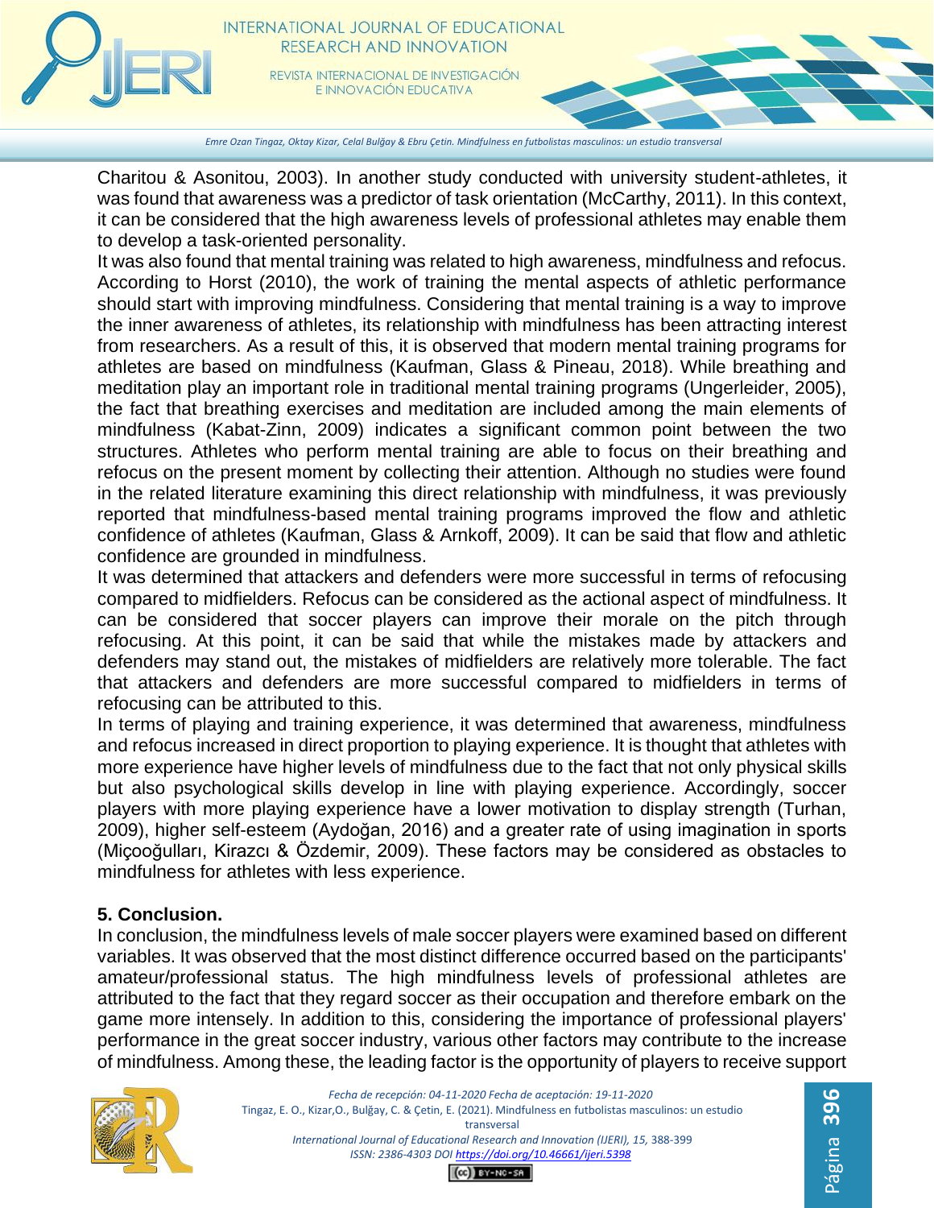Charitou & Asonitou, 2003). In another study conducted with university student-athletes, it was found that awareness was a predictor of task orientation (McCarthy, 2011). In this context, it can be considered that the high awareness levels of professional athletes may enable them to develop a task-oriented personality.

It was also found that mental training was related to high awareness, mindfulness and refocus. According to Horst (2010), the work of training the mental aspects of athletic performance should start with improving mindfulness. Considering that mental training is a way to improve the inner awareness of athletes, its relationship with mindfulness has been attracting interest from researchers. As a result of this, it is observed that modern mental training programs for athletes are based on mindfulness (Kaufman, Glass & Pineau, 2018). While breathing and meditation play an important role in traditional mental training programs (Ungerleider, 2005), the fact that breathing exercises and meditation are included among the main elements of mindfulness (Kabat-Zinn, 2009) indicates a significant common point between the two structures. Athletes who perform mental training are able to focus on their breathing and refocus on the present moment by collecting their attention. Although no studies were found in the related literature examining this direct relationship with mindfulness, it was previously reported that mindfulness-based mental training programs improved the flow and athletic confidence of athletes (Kaufman, Glass & Arnkoff, 2009). It can be said that flow and athletic confidence are grounded in mindfulness.

It was determined that attackers and defenders were more successful in terms of refocusing compared to midfielders. Refocus can be considered as the actional aspect of mindfulness. It can be considered that soccer players can improve their morale on the pitch through refocusing. At this point, it can be said that while the mistakes made by attackers and defenders may stand out, the mistakes of midfielders are relatively more tolerable. The fact that attackers and defenders are more successful compared to midfielders in terms of refocusing can be attributed to this.

In terms of playing and training experience, it was determined that awareness, mindfulness and refocus increased in direct proportion to playing experience. It is thought that athletes with more experience have higher levels of mindfulness due to the fact that not only physical skills but also psychological skills develop in line with playing experience. Accordingly, soccer players with more playing experience have a lower motivation to display strength (Turhan, 2009), higher self-esteem (Aydoğan, 2016) and a greater rate of using imagination in sports (Miçooğulları, Kirazcı & Özdemir, 2009). These factors may be considered as obstacles to mindfulness for athletes with less experience.

## 5. Conclusion.

In conclusion, the mindfulness levels of male soccer players were examined based on different variables. It was observed that the most distinct difference occurred based on the participants' amateur/professional status. The high mindfulness levels of professional athletes are attributed to the fact that they regard soccer as their occupation and therefore embark on the game more intensely. In addition to this, considering the importance of professional players' performance in the great soccer industry, various other factors may contribute to the increase of mindfulness. Among these, the leading factor is the opportunity of players to receive support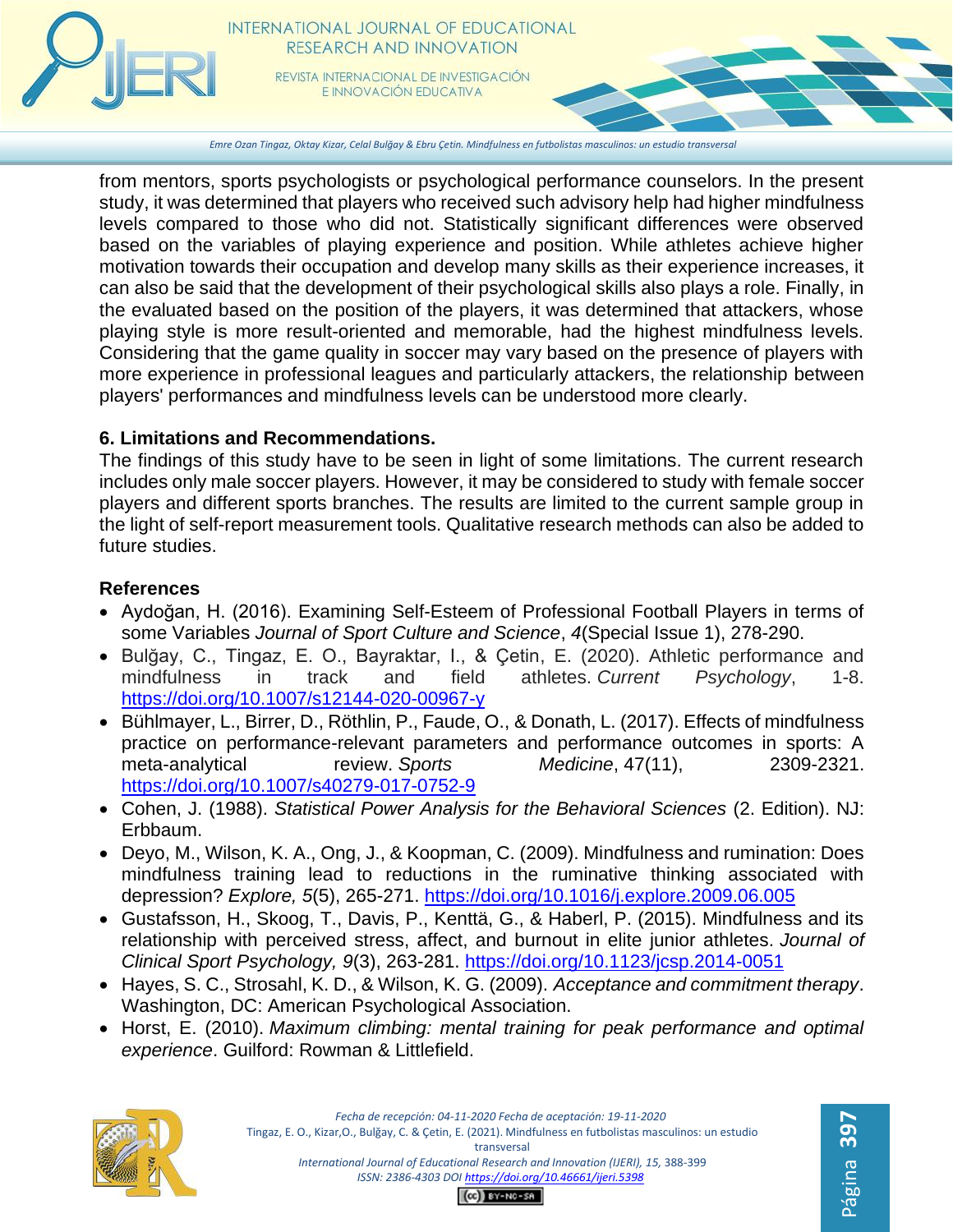from mentors, sports psychologists or psychological performance counselors. In the present study, it was determined that players who received such advisory help had higher mindfulness levels compared to those who did not. Statistically significant differences were observed based on the variables of playing experience and position. While athletes achieve higher motivation towards their occupation and develop many skills as their experience increases, it can also be said that the development of their psychological skills also plays a role. Finally, in the evaluated based on the position of the players, it was determined that attackers, whose playing style is more result-oriented and memorable, had the highest mindfulness levels. Considering that the game quality in soccer may vary based on the presence of players with more experience in professional leagues and particularly attackers, the relationship between players' performances and mindfulness levels can be understood more clearly.

## 6. Limitations and Recommendations.

The findings of this study have to be seen in light of some limitations. The current research includes only male soccer players. However, it may be considered to study with female soccer players and different sports branches. The results are limited to the current sample group in the light of self-report measurement tools. Qualitative research methods can also be added to future studies.

## References

- Aydoğan, H. (2016). Examining Self-Esteem of Professional Football Players in terms of some Variables *Journal of Sport Culture and Science*, *4*(Special Issue 1), 278-290.
- Bulğay, C., Tingaz, E. O., Bayraktar, I., & Çetin, E. (2020). Athletic performance and mindfulness in track and field athletes. *Current Psychology*, 1-8. https://doi.org/10.1007/s12144-020-00967-y
- Bühlmayer, L., Birrer, D., Röthlin, P., Faude, O., & Donath, L. (2017). Effects of mindfulness practice on performance-relevant parameters and performance outcomes in sports: A meta-analytical review. *Sports Medicine*, 47(11), 2309-2321. https://doi.org/10.1007/s40279-017-0752-9
- Cohen, J. (1988). *Statistical Power Analysis for the Behavioral Sciences* (2. Edition). NJ: Erbbaum.
- Deyo, M., Wilson, K. A., Ong, J., & Koopman, C. (2009). Mindfulness and rumination: Does mindfulness training lead to reductions in the ruminative thinking associated with depression? *Explore, 5*(5), 265-271. https://doi.org/10.1016/j.explore.2009.06.005
- Gustafsson, H., Skoog, T., Davis, P., Kenttä, G., & Haberl, P. (2015). Mindfulness and its relationship with perceived stress, affect, and burnout in elite junior athletes. *Journal of Clinical Sport Psychology, 9*(3), 263-281. https://doi.org/10.1123/jcsp.2014-0051
- Hayes, S. C., Strosahl, K. D., & Wilson, K. G. (2009). *Acceptance and commitment therapy*. Washington, DC: American Psychological Association.
- Horst, E. (2010). *Maximum climbing: mental training for peak performance and optimal experience*. Guilford: Rowman & Littlefield.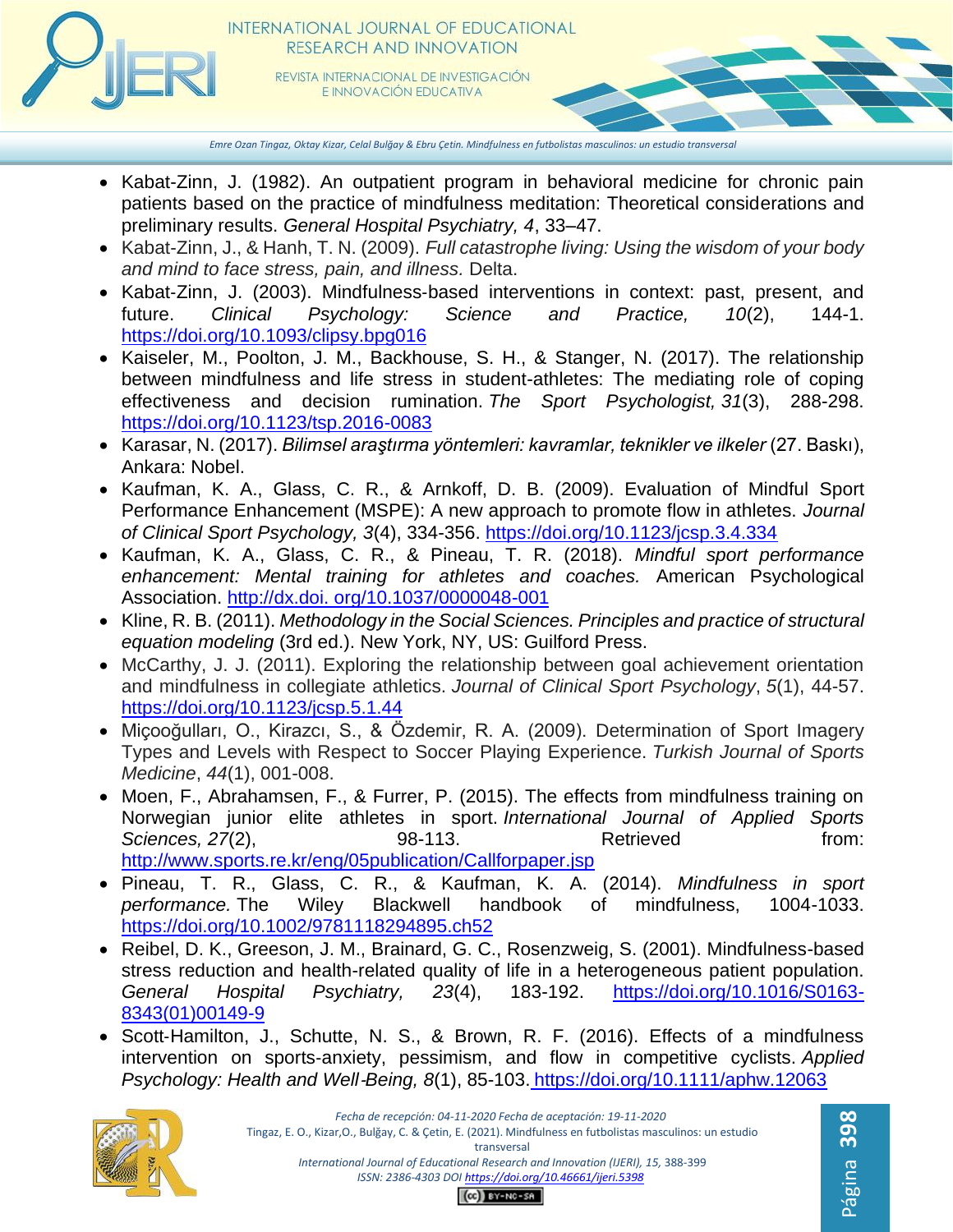- Kabat-Zinn, J. (1982). An outpatient program in behavioral medicine for chronic pain patients based on the practice of mindfulness meditation: Theoretical considerations and preliminary results. *General Hospital Psychiatry, 4*, 33–47.
- Kabat-Zinn, J., & Hanh, T. N. (2009). *Full catastrophe living: Using the wisdom of your body and mind to face stress, pain, and illness.* Delta.
- Kabat-Zinn, J. (2003). Mindfulness-based interventions in context: past, present, and future. *Clinical Psychology: Science and Practice, 10*(2), 144-1. https://doi.org/10.1093/clipsy.bpg016
- Kaiseler, M., Poolton, J. M., Backhouse, S. H., & Stanger, N. (2017). The relationship between mindfulness and life stress in student-athletes: The mediating role of coping effectiveness and decision rumination. *The Sport Psychologist, 31*(3), 288-298. https://doi.org/10.1123/tsp.2016-0083
- Karasar, N. (2017). *Bilimsel araştırma yöntemleri: kavramlar, teknikler ve ilkeler* (27. Baskı), Ankara: Nobel.
- Kaufman, K. A., Glass, C. R., & Arnkoff, D. B. (2009). Evaluation of Mindful Sport Performance Enhancement (MSPE): A new approach to promote flow in athletes. *Journal of Clinical Sport Psychology, 3*(4), 334-356. https://doi.org/10.1123/jcsp.3.4.334
- Kaufman, K. A., Glass, C. R., & Pineau, T. R. (2018). *Mindful sport performance enhancement: Mental training for athletes and coaches.* American Psychological Association. http://dx.doi. org/10.1037/0000048-001
- Kline, R. B. (2011). *Methodology in the Social Sciences. Principles and practice of structural equation modeling* (3rd ed.). New York, NY, US: Guilford Press.
- McCarthy, J. J. (2011). Exploring the relationship between goal achievement orientation and mindfulness in collegiate athletics. *Journal of Clinical Sport Psychology*, *5*(1), 44-57. https://doi.org/10.1123/jcsp.5.1.44
- Miçooğulları, O., Kirazcı, S., & Özdemir, R. A. (2009). Determination of Sport Imagery Types and Levels with Respect to Soccer Playing Experience. *Turkish Journal of Sports Medicine*, *44*(1), 001-008.
- Moen, F., Abrahamsen, F., & Furrer, P. (2015). The effects from mindfulness training on Norwegian junior elite athletes in sport. *International Journal of Applied Sports Sciences, 27*(2), 98-113. Retrieved from: http://www.sports.re.kr/eng/05publication/Callforpaper.jsp
- Pineau, T. R., Glass, C. R., & Kaufman, K. A. (2014). *Mindfulness in sport performance.* The Wiley Blackwell handbook of mindfulness, 1004-1033. https://doi.org/10.1002/9781118294895.ch52
- Reibel, D. K., Greeson, J. M., Brainard, G. C., Rosenzweig, S. (2001). Mindfulness-based stress reduction and health-related quality of life in a heterogeneous patient population. *General Hospital Psychiatry, 23*(4), 183-192. https://doi.org/10.1016/S0163-8343(01)00149-9
- Scott-Hamilton, J., Schutte, N. S., & Brown, R. F. (2016). Effects of a mindfulness intervention on sports-anxiety, pessimism, and flow in competitive cyclists. *Applied Psychology: Health and Well-Being, 8*(1), 85-103. https://doi.org/10.1111/aphw.12063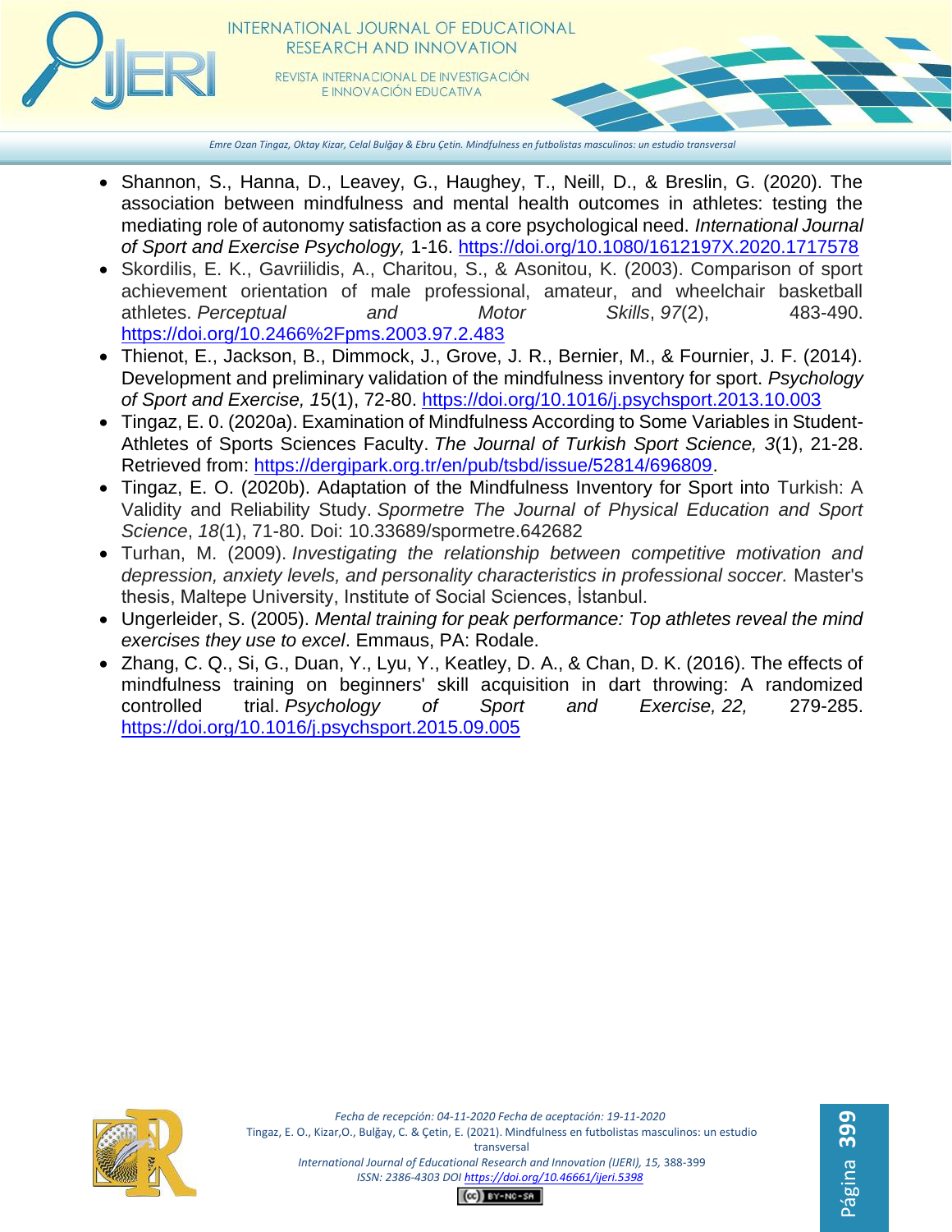- Shannon, S., Hanna, D., Leavey, G., Haughey, T., Neill, D., & Breslin, G. (2020). The association between mindfulness and mental health outcomes in athletes: testing the mediating role of autonomy satisfaction as a core psychological need. *International Journal of Sport and Exercise Psychology,* 1-16. https://doi.org/10.1080/1612197X.2020.1717578
- Skordilis, E. K., Gavriilidis, A., Charitou, S., & Asonitou, K. (2003). Comparison of sport achievement orientation of male professional, amateur, and wheelchair basketball athletes. *Perceptual and Motor Skills*, *97*(2), 483-490. https://doi.org/10.2466%2Fpms.2003.97.2.483
- Thienot, E., Jackson, B., Dimmock, J., Grove, J. R., Bernier, M., & Fournier, J. F. (2014). Development and preliminary validation of the mindfulness inventory for sport. *Psychology of Sport and Exercise, 1*5(1), 72-80. https://doi.org/10.1016/j.psychsport.2013.10.003
- Tingaz, E. 0. (2020a). Examination of Mindfulness According to Some Variables in Student-Athletes of Sports Sciences Faculty. *The Journal of Turkish Sport Science, 3*(1), 21-28. Retrieved from: https://dergipark.org.tr/en/pub/tsbd/issue/52814/696809.
- Tingaz, E. O. (2020b). Adaptation of the Mindfulness Inventory for Sport into Turkish: A Validity and Reliability Study. *Spormetre The Journal of Physical Education and Sport Science*, *18*(1), 71-80. Doi: 10.33689/spormetre.642682
- Turhan, M. (2009). *Investigating the relationship between competitive motivation and depression, anxiety levels, and personality characteristics in professional soccer.* Master's thesis, Maltepe University, Institute of Social Sciences, İstanbul.
- Ungerleider, S. (2005). *Mental training for peak performance: Top athletes reveal the mind exercises they use to excel*. Emmaus, PA: Rodale.
- Zhang, C. Q., Si, G., Duan, Y., Lyu, Y., Keatley, D. A., & Chan, D. K. (2016). The effects of mindfulness training on beginners' skill acquisition in dart throwing: A randomized controlled trial. *Psychology of Sport and Exercise, 22,* 279-285. https://doi.org/10.1016/j.psychsport.2015.09.005